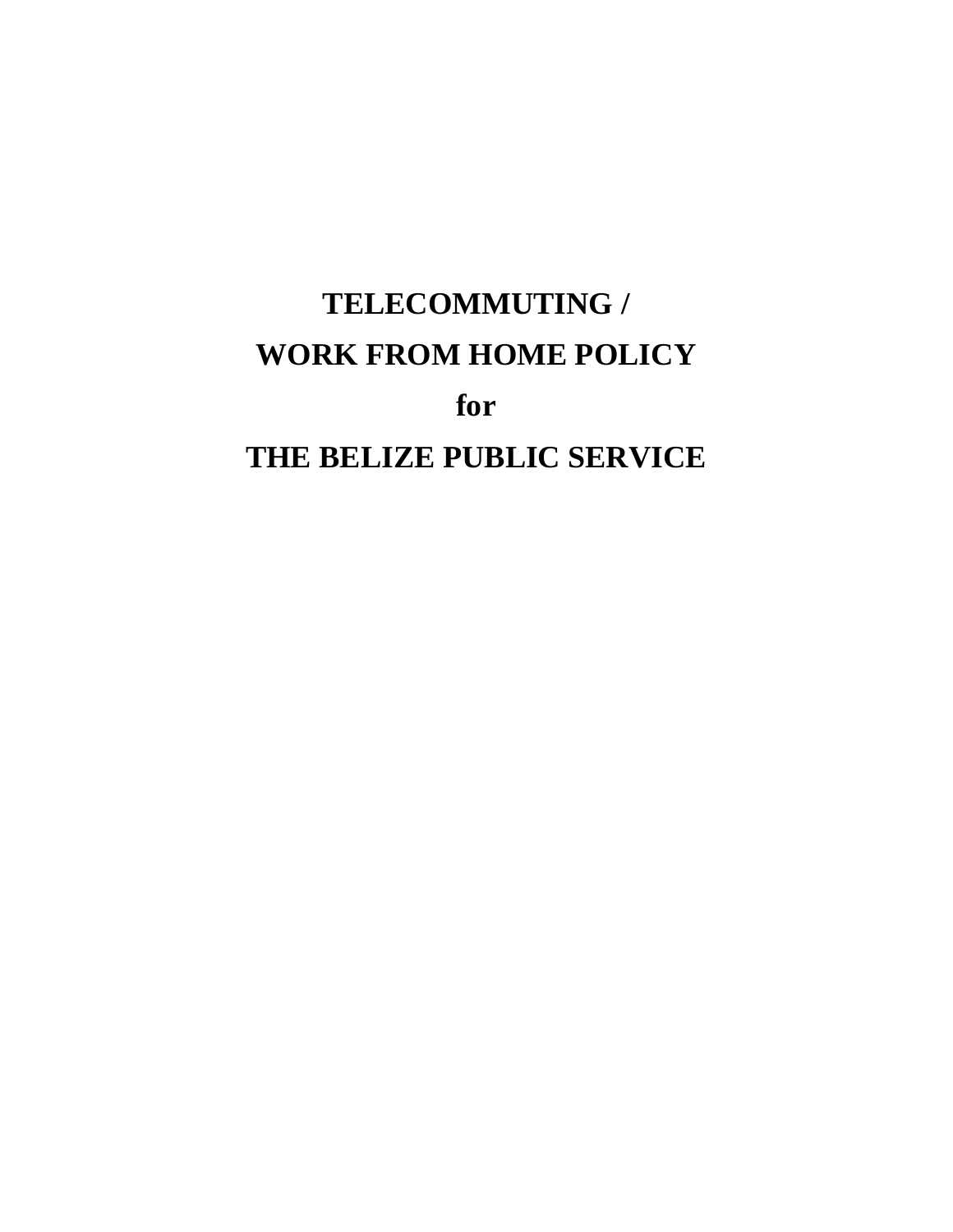# TELECOMMUTING / WORK FROM HOME POLICY for THE BELIZE PUBLIC SERVICE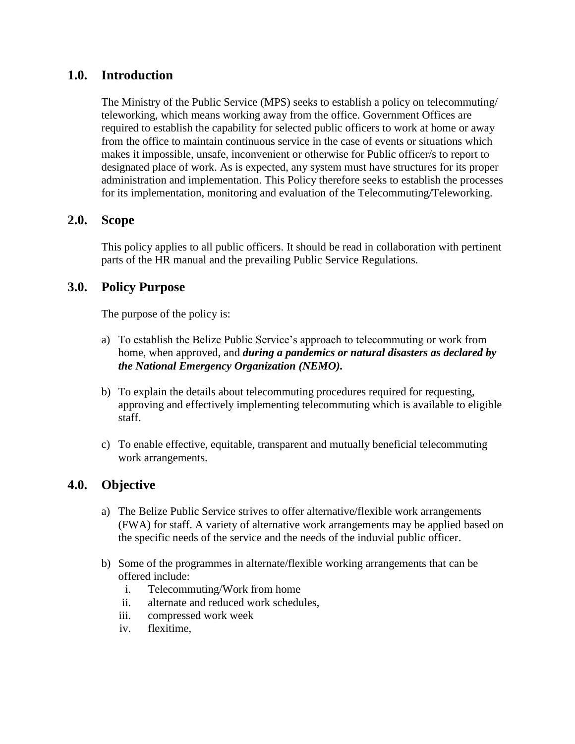## 1.0. Introduction

The Ministry of the Public Service (MPS) seeks to establish a policy on telecommuting/ teleworking, which means working away from the office. Government Offices are required to establish the capability for selected public officers to work at home or away from the office to maintain continuous service in the case of events or situations which makes it impossible, unsafe, inconvenient or otherwise for Public officer/s to report to designated place of work. As is expected, any system must have structures for its proper administration and implementation. This Policy therefore seeks to establish the processes for its implementation, monitoring and evaluation of the Telecommuting/Teleworking.

## 2.0. Scope

This policy applies to all public officers. It should be read in collaboration with pertinent parts of the HR manual and the prevailing Public Service Regulations.

## 3.0. Policy Purpose

The purpose of the policy is:

a) To establish the Belize Public Service's approach to telecommuting or work from home, when approved, and ***during a pandemics or natural disasters as declared by the National Emergency Organization (NEMO).***

b) To explain the details about telecommuting procedures required for requesting, approving and effectively implementing telecommuting which is available to eligible staff.

c) To enable effective, equitable, transparent and mutually beneficial telecommuting work arrangements.

## 4.0. Objective

a) The Belize Public Service strives to offer alternative/flexible work arrangements (FWA) for staff. A variety of alternative work arrangements may be applied based on the specific needs of the service and the needs of the induvial public officer.

b) Some of the programmes in alternate/flexible working arrangements that can be offered include:
   i. Telecommuting/Work from home
   ii. alternate and reduced work schedules,
   iii. compressed work week
   iv. flexitime,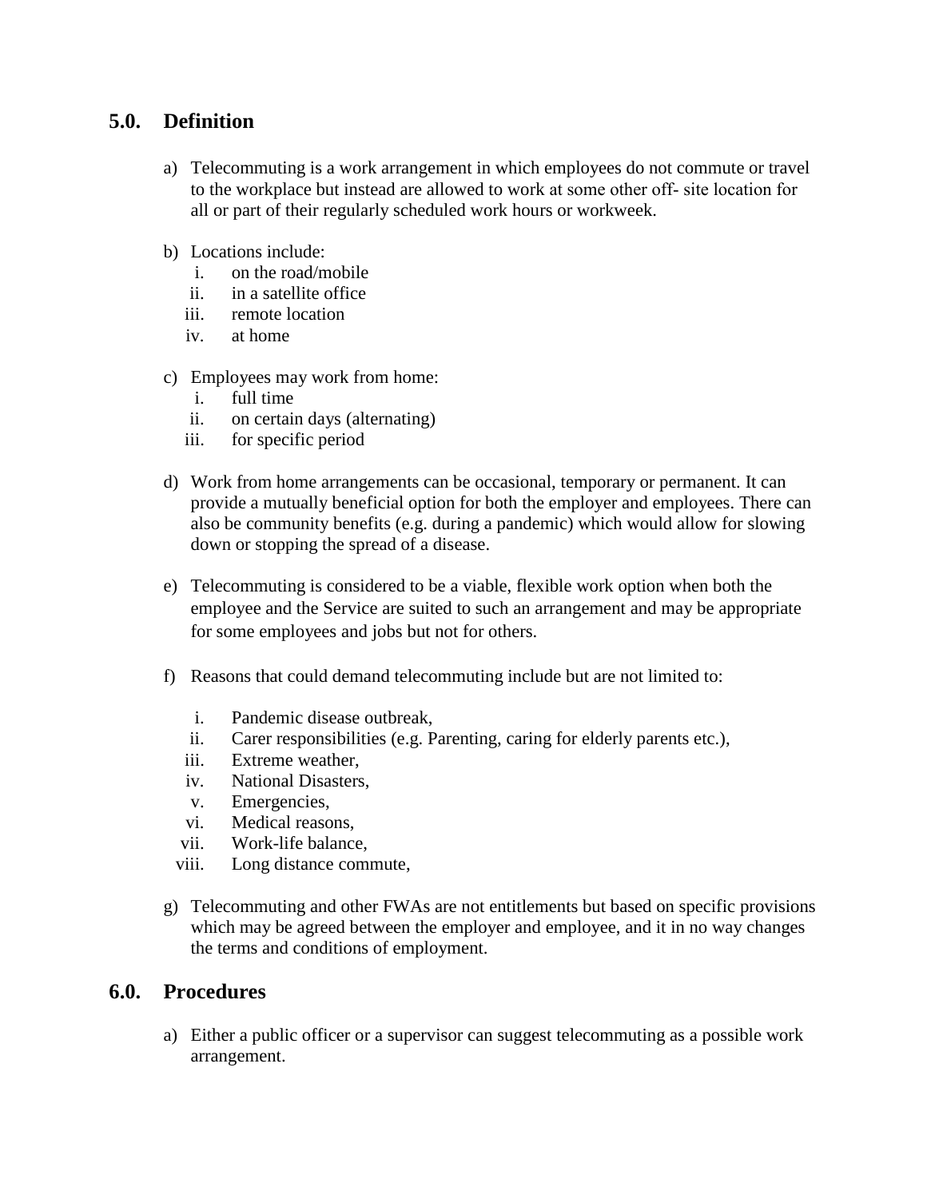## 5.0. Definition

a) Telecommuting is a work arrangement in which employees do not commute or travel to the workplace but instead are allowed to work at some other off- site location for all or part of their regularly scheduled work hours or workweek.

b) Locations include:
   i. on the road/mobile
   ii. in a satellite office
   iii. remote location
   iv. at home

c) Employees may work from home:
   i. full time
   ii. on certain days (alternating)
   iii. for specific period

d) Work from home arrangements can be occasional, temporary or permanent. It can provide a mutually beneficial option for both the employer and employees. There can also be community benefits (e.g. during a pandemic) which would allow for slowing down or stopping the spread of a disease.

e) Telecommuting is considered to be a viable, flexible work option when both the employee and the Service are suited to such an arrangement and may be appropriate for some employees and jobs but not for others.

f) Reasons that could demand telecommuting include but are not limited to:
   i. Pandemic disease outbreak,
   ii. Carer responsibilities (e.g. Parenting, caring for elderly parents etc.),
   iii. Extreme weather,
   iv. National Disasters,
   v. Emergencies,
   vi. Medical reasons,
   vii. Work-life balance,
   viii. Long distance commute,

g) Telecommuting and other FWAs are not entitlements but based on specific provisions which may be agreed between the employer and employee, and it in no way changes the terms and conditions of employment.

## 6.0. Procedures

a) Either a public officer or a supervisor can suggest telecommuting as a possible work arrangement.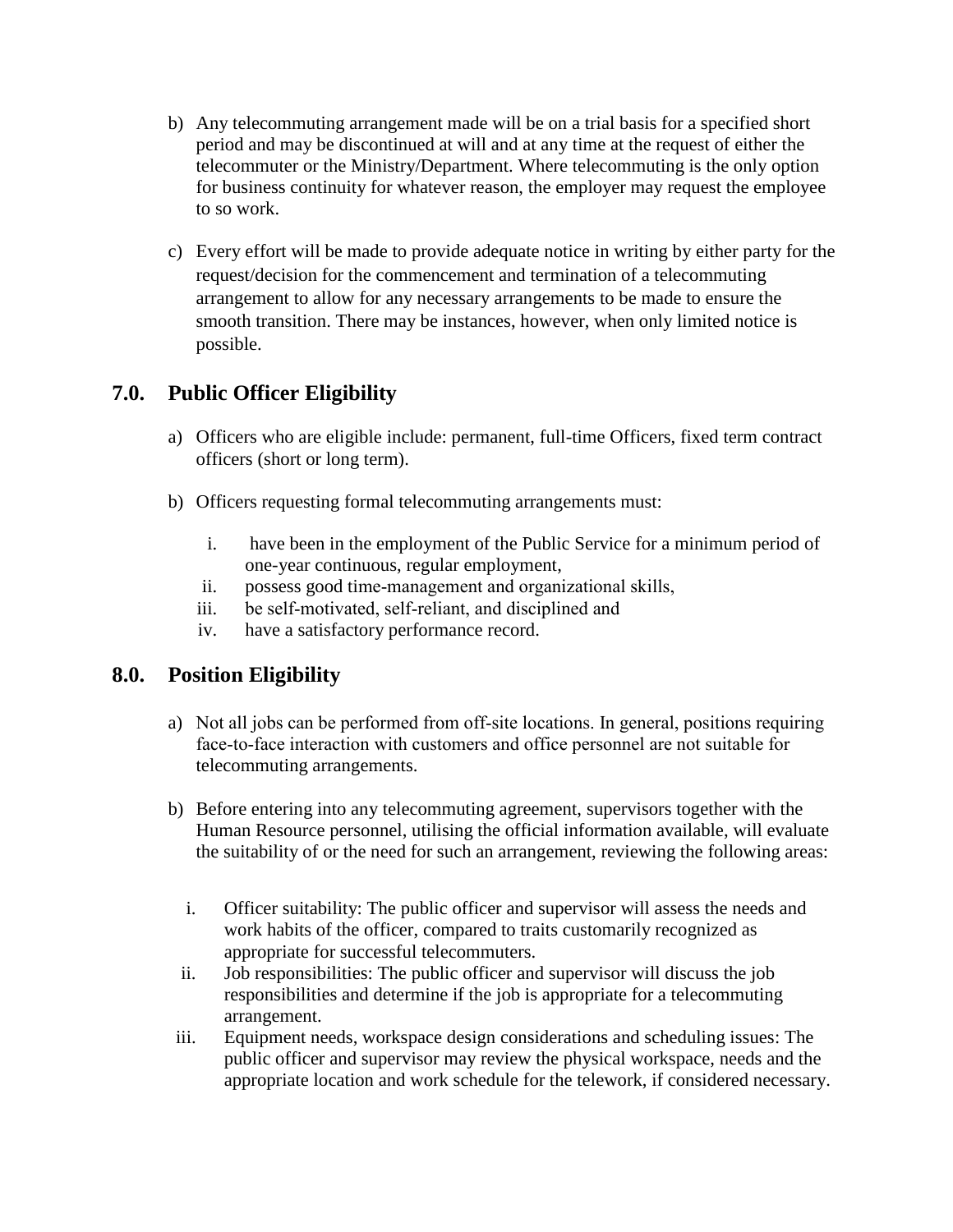b) Any telecommuting arrangement made will be on a trial basis for a specified short period and may be discontinued at will and at any time at the request of either the telecommuter or the Ministry/Department. Where telecommuting is the only option for business continuity for whatever reason, the employer may request the employee to so work.

c) Every effort will be made to provide adequate notice in writing by either party for the request/decision for the commencement and termination of a telecommuting arrangement to allow for any necessary arrangements to be made to ensure the smooth transition. There may be instances, however, when only limited notice is possible.

## 7.0. Public Officer Eligibility

a) Officers who are eligible include: permanent, full-time Officers, fixed term contract officers (short or long term).

b) Officers requesting formal telecommuting arrangements must:

   i. have been in the employment of the Public Service for a minimum period of one-year continuous, regular employment,
   ii. possess good time-management and organizational skills,
   iii. be self-motivated, self-reliant, and disciplined and
   iv. have a satisfactory performance record.

## 8.0. Position Eligibility

a) Not all jobs can be performed from off-site locations. In general, positions requiring face-to-face interaction with customers and office personnel are not suitable for telecommuting arrangements.

b) Before entering into any telecommuting agreement, supervisors together with the Human Resource personnel, utilising the official information available, will evaluate the suitability of or the need for such an arrangement, reviewing the following areas:

   i. Officer suitability: The public officer and supervisor will assess the needs and work habits of the officer, compared to traits customarily recognized as appropriate for successful telecommuters.
   ii. Job responsibilities: The public officer and supervisor will discuss the job responsibilities and determine if the job is appropriate for a telecommuting arrangement.
   iii. Equipment needs, workspace design considerations and scheduling issues: The public officer and supervisor may review the physical workspace, needs and the appropriate location and work schedule for the telework, if considered necessary.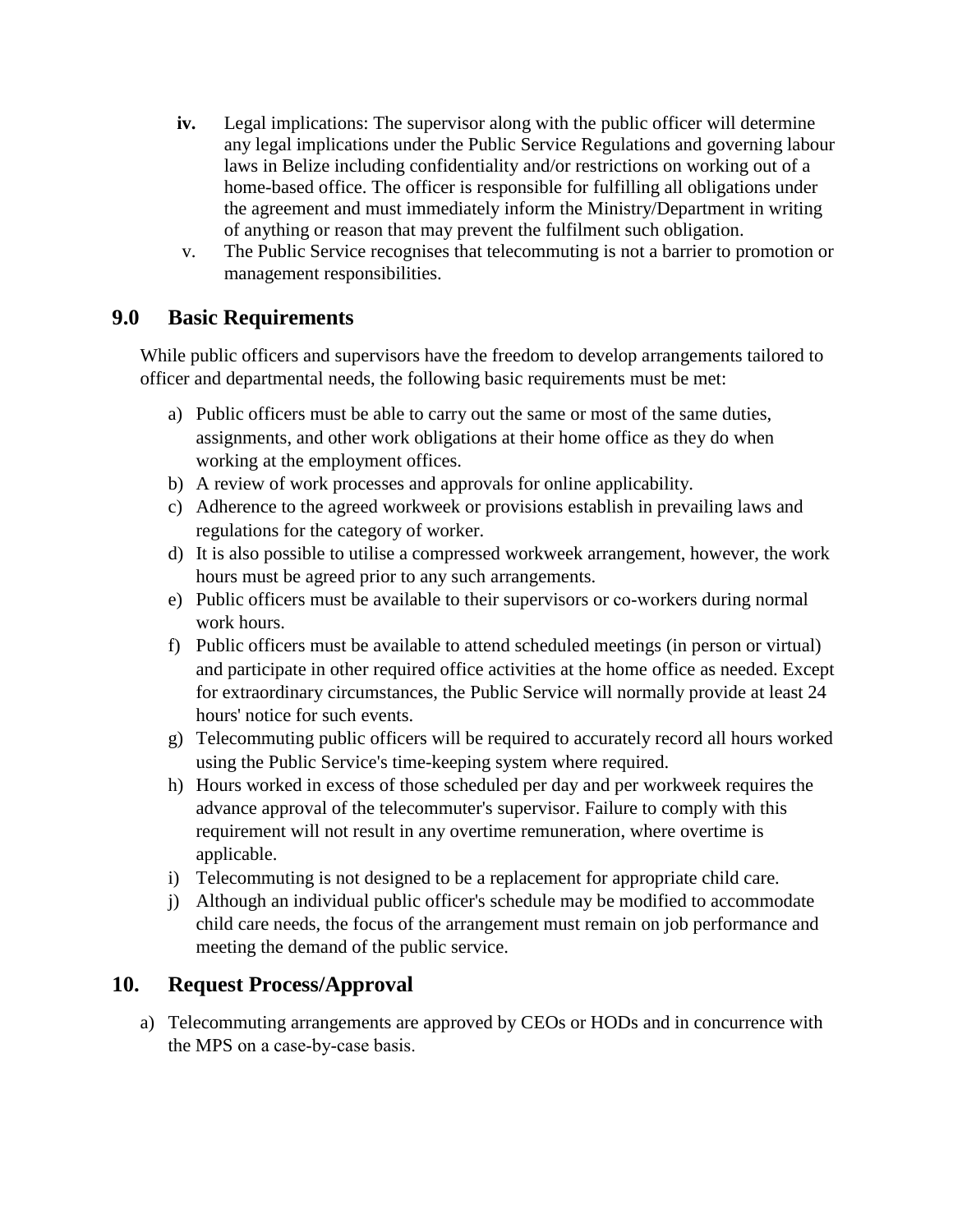iv. Legal implications: The supervisor along with the public officer will determine any legal implications under the Public Service Regulations and governing labour laws in Belize including confidentiality and/or restrictions on working out of a home-based office. The officer is responsible for fulfilling all obligations under the agreement and must immediately inform the Ministry/Department in writing of anything or reason that may prevent the fulfilment such obligation.

v. The Public Service recognises that telecommuting is not a barrier to promotion or management responsibilities.

## 9.0 Basic Requirements

While public officers and supervisors have the freedom to develop arrangements tailored to officer and departmental needs, the following basic requirements must be met:

a) Public officers must be able to carry out the same or most of the same duties, assignments, and other work obligations at their home office as they do when working at the employment offices.
b) A review of work processes and approvals for online applicability.
c) Adherence to the agreed workweek or provisions establish in prevailing laws and regulations for the category of worker.
d) It is also possible to utilise a compressed workweek arrangement, however, the work hours must be agreed prior to any such arrangements.
e) Public officers must be available to their supervisors or co-workers during normal work hours.
f) Public officers must be available to attend scheduled meetings (in person or virtual) and participate in other required office activities at the home office as needed. Except for extraordinary circumstances, the Public Service will normally provide at least 24 hours' notice for such events.
g) Telecommuting public officers will be required to accurately record all hours worked using the Public Service's time-keeping system where required.
h) Hours worked in excess of those scheduled per day and per workweek requires the advance approval of the telecommuter's supervisor. Failure to comply with this requirement will not result in any overtime remuneration, where overtime is applicable.
i) Telecommuting is not designed to be a replacement for appropriate child care.
j) Although an individual public officer's schedule may be modified to accommodate child care needs, the focus of the arrangement must remain on job performance and meeting the demand of the public service.

## 10. Request Process/Approval

a) Telecommuting arrangements are approved by CEOs or HODs and in concurrence with the MPS on a case-by-case basis.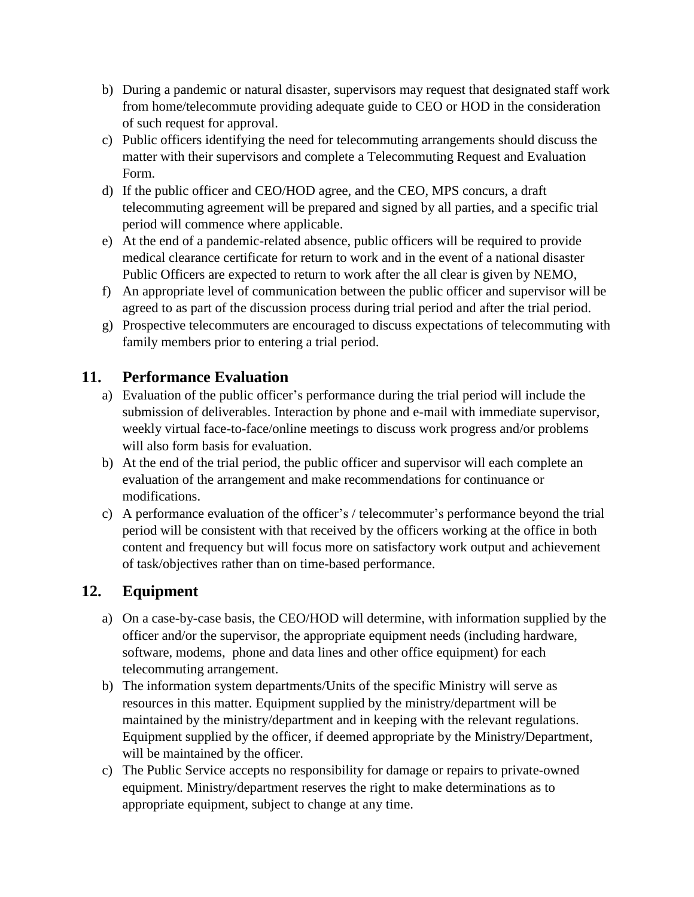b) During a pandemic or natural disaster, supervisors may request that designated staff work from home/telecommute providing adequate guide to CEO or HOD in the consideration of such request for approval.
c) Public officers identifying the need for telecommuting arrangements should discuss the matter with their supervisors and complete a Telecommuting Request and Evaluation Form.
d) If the public officer and CEO/HOD agree, and the CEO, MPS concurs, a draft telecommuting agreement will be prepared and signed by all parties, and a specific trial period will commence where applicable.
e) At the end of a pandemic-related absence, public officers will be required to provide medical clearance certificate for return to work and in the event of a national disaster Public Officers are expected to return to work after the all clear is given by NEMO,
f) An appropriate level of communication between the public officer and supervisor will be agreed to as part of the discussion process during trial period and after the trial period.
g) Prospective telecommuters are encouraged to discuss expectations of telecommuting with family members prior to entering a trial period.

## 11. Performance Evaluation

a) Evaluation of the public officer's performance during the trial period will include the submission of deliverables. Interaction by phone and e-mail with immediate supervisor, weekly virtual face-to-face/online meetings to discuss work progress and/or problems will also form basis for evaluation.
b) At the end of the trial period, the public officer and supervisor will each complete an evaluation of the arrangement and make recommendations for continuance or modifications.
c) A performance evaluation of the officer's / telecommuter's performance beyond the trial period will be consistent with that received by the officers working at the office in both content and frequency but will focus more on satisfactory work output and achievement of task/objectives rather than on time-based performance.

## 12. Equipment

a) On a case-by-case basis, the CEO/HOD will determine, with information supplied by the officer and/or the supervisor, the appropriate equipment needs (including hardware, software, modems, phone and data lines and other office equipment) for each telecommuting arrangement.
b) The information system departments/Units of the specific Ministry will serve as resources in this matter. Equipment supplied by the ministry/department will be maintained by the ministry/department and in keeping with the relevant regulations. Equipment supplied by the officer, if deemed appropriate by the Ministry/Department, will be maintained by the officer.
c) The Public Service accepts no responsibility for damage or repairs to private-owned equipment. Ministry/department reserves the right to make determinations as to appropriate equipment, subject to change at any time.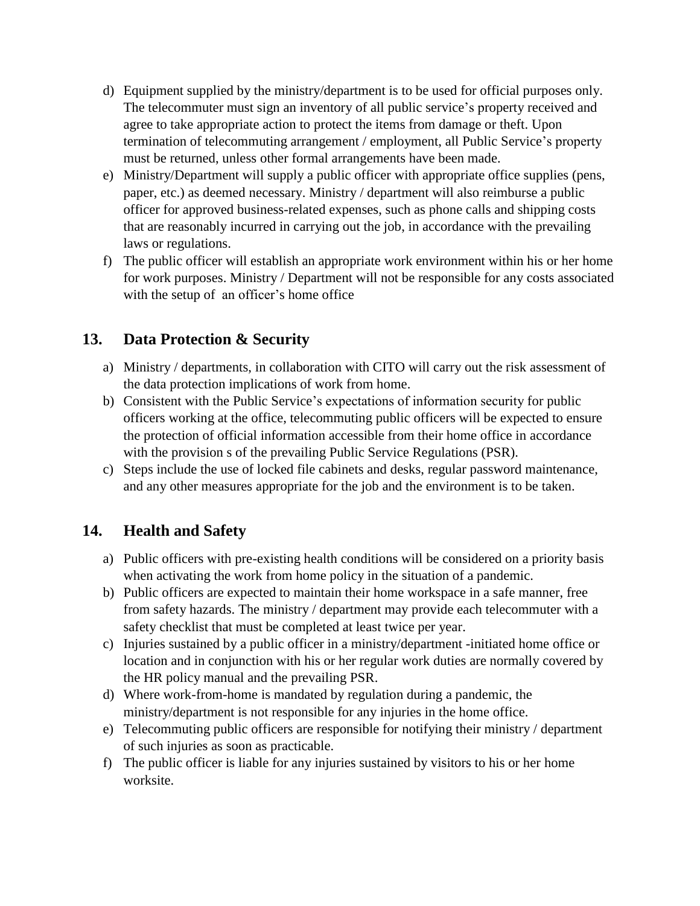d) Equipment supplied by the ministry/department is to be used for official purposes only. The telecommuter must sign an inventory of all public service's property received and agree to take appropriate action to protect the items from damage or theft. Upon termination of telecommuting arrangement / employment, all Public Service's property must be returned, unless other formal arrangements have been made.

e) Ministry/Department will supply a public officer with appropriate office supplies (pens, paper, etc.) as deemed necessary. Ministry / department will also reimburse a public officer for approved business-related expenses, such as phone calls and shipping costs that are reasonably incurred in carrying out the job, in accordance with the prevailing laws or regulations.

f) The public officer will establish an appropriate work environment within his or her home for work purposes. Ministry / Department will not be responsible for any costs associated with the setup of an officer's home office

## 13. Data Protection & Security

a) Ministry / departments, in collaboration with CITO will carry out the risk assessment of the data protection implications of work from home.

b) Consistent with the Public Service's expectations of information security for public officers working at the office, telecommuting public officers will be expected to ensure the protection of official information accessible from their home office in accordance with the provision s of the prevailing Public Service Regulations (PSR).

c) Steps include the use of locked file cabinets and desks, regular password maintenance, and any other measures appropriate for the job and the environment is to be taken.

## 14. Health and Safety

a) Public officers with pre-existing health conditions will be considered on a priority basis when activating the work from home policy in the situation of a pandemic.

b) Public officers are expected to maintain their home workspace in a safe manner, free from safety hazards. The ministry / department may provide each telecommuter with a safety checklist that must be completed at least twice per year.

c) Injuries sustained by a public officer in a ministry/department -initiated home office or location and in conjunction with his or her regular work duties are normally covered by the HR policy manual and the prevailing PSR.

d) Where work-from-home is mandated by regulation during a pandemic, the ministry/department is not responsible for any injuries in the home office.

e) Telecommuting public officers are responsible for notifying their ministry / department of such injuries as soon as practicable.

f) The public officer is liable for any injuries sustained by visitors to his or her home worksite.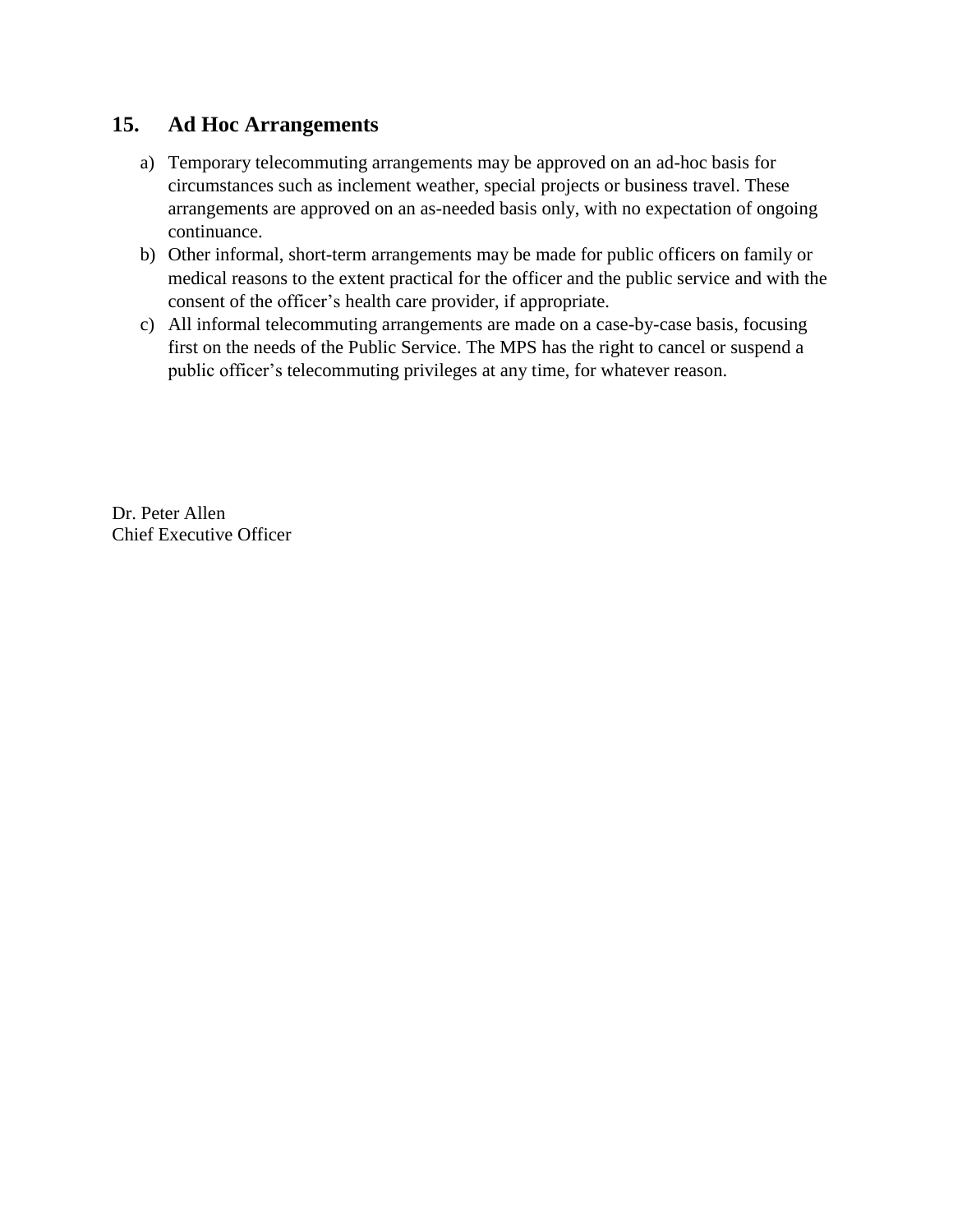## 15. Ad Hoc Arrangements

a) Temporary telecommuting arrangements may be approved on an ad-hoc basis for circumstances such as inclement weather, special projects or business travel. These arrangements are approved on an as-needed basis only, with no expectation of ongoing continuance.

b) Other informal, short-term arrangements may be made for public officers on family or medical reasons to the extent practical for the officer and the public service and with the consent of the officer's health care provider, if appropriate.

c) All informal telecommuting arrangements are made on a case-by-case basis, focusing first on the needs of the Public Service. The MPS has the right to cancel or suspend a public officer's telecommuting privileges at any time, for whatever reason.

Dr. Peter Allen
Chief Executive Officer